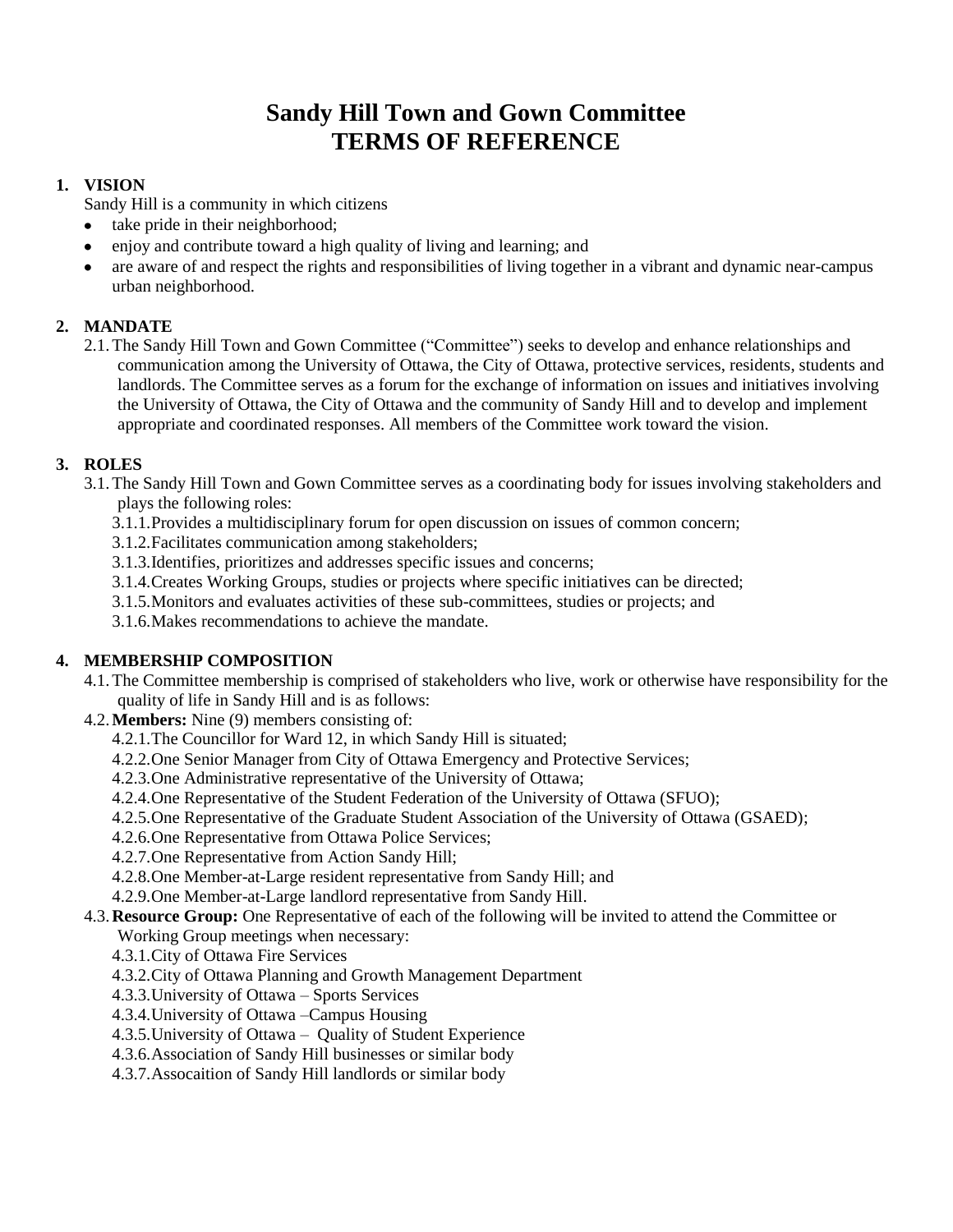# Sandy Hill Town and Gown Committee
# TERMS OF REFERENCE

## 1. VISION

Sandy Hill is a community in which citizens

- take pride in their neighborhood;
- enjoy and contribute toward a high quality of living and learning; and
- are aware of and respect the rights and responsibilities of living together in a vibrant and dynamic near-campus urban neighborhood.

## 2. MANDATE

2.1. The Sandy Hill Town and Gown Committee ("Committee") seeks to develop and enhance relationships and communication among the University of Ottawa, the City of Ottawa, protective services, residents, students and landlords. The Committee serves as a forum for the exchange of information on issues and initiatives involving the University of Ottawa, the City of Ottawa and the community of Sandy Hill and to develop and implement appropriate and coordinated responses. All members of the Committee work toward the vision.

## 3. ROLES

3.1. The Sandy Hill Town and Gown Committee serves as a coordinating body for issues involving stakeholders and plays the following roles:

- 3.1.1. Provides a multidisciplinary forum for open discussion on issues of common concern;
- 3.1.2. Facilitates communication among stakeholders;
- 3.1.3. Identifies, prioritizes and addresses specific issues and concerns;
- 3.1.4. Creates Working Groups, studies or projects where specific initiatives can be directed;
- 3.1.5. Monitors and evaluates activities of these sub-committees, studies or projects; and
- 3.1.6. Makes recommendations to achieve the mandate.

## 4. MEMBERSHIP COMPOSITION

4.1. The Committee membership is comprised of stakeholders who live, work or otherwise have responsibility for the quality of life in Sandy Hill and is as follows:

4.2. **Members:** Nine (9) members consisting of:

- 4.2.1. The Councillor for Ward 12, in which Sandy Hill is situated;
- 4.2.2. One Senior Manager from City of Ottawa Emergency and Protective Services;
- 4.2.3. One Administrative representative of the University of Ottawa;
- 4.2.4. One Representative of the Student Federation of the University of Ottawa (SFUO);
- 4.2.5. One Representative of the Graduate Student Association of the University of Ottawa (GSAED);
- 4.2.6. One Representative from Ottawa Police Services;
- 4.2.7. One Representative from Action Sandy Hill;
- 4.2.8. One Member-at-Large resident representative from Sandy Hill; and
- 4.2.9. One Member-at-Large landlord representative from Sandy Hill.

4.3. **Resource Group:** One Representative of each of the following will be invited to attend the Committee or Working Group meetings when necessary:

- 4.3.1. City of Ottawa Fire Services
- 4.3.2. City of Ottawa Planning and Growth Management Department
- 4.3.3. University of Ottawa – Sports Services
- 4.3.4. University of Ottawa –Campus Housing
- 4.3.5. University of Ottawa – Quality of Student Experience
- 4.3.6. Association of Sandy Hill businesses or similar body
- 4.3.7. Assocaition of Sandy Hill landlords or similar body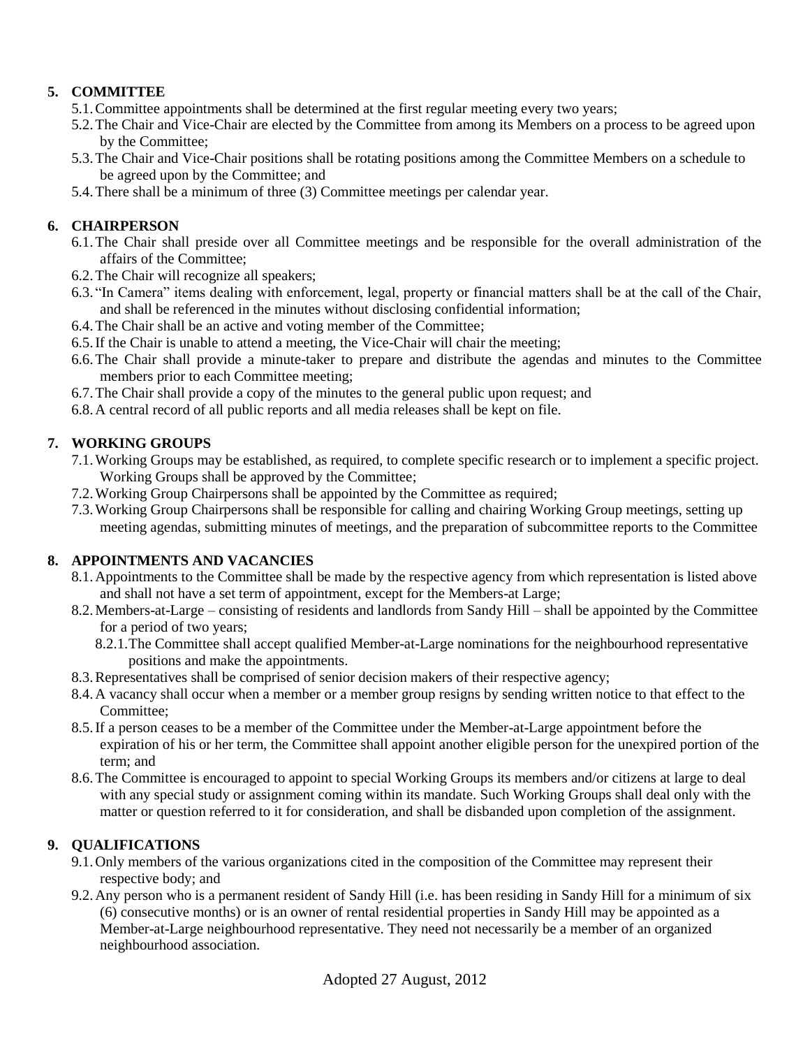## 5. COMMITTEE

5.1. Committee appointments shall be determined at the first regular meeting every two years;

5.2. The Chair and Vice-Chair are elected by the Committee from among its Members on a process to be agreed upon by the Committee;

5.3. The Chair and Vice-Chair positions shall be rotating positions among the Committee Members on a schedule to be agreed upon by the Committee; and

5.4. There shall be a minimum of three (3) Committee meetings per calendar year.

## 6. CHAIRPERSON

6.1. The Chair shall preside over all Committee meetings and be responsible for the overall administration of the affairs of the Committee;

6.2. The Chair will recognize all speakers;

6.3. "In Camera" items dealing with enforcement, legal, property or financial matters shall be at the call of the Chair, and shall be referenced in the minutes without disclosing confidential information;

6.4. The Chair shall be an active and voting member of the Committee;

6.5. If the Chair is unable to attend a meeting, the Vice-Chair will chair the meeting;

6.6. The Chair shall provide a minute-taker to prepare and distribute the agendas and minutes to the Committee members prior to each Committee meeting;

6.7. The Chair shall provide a copy of the minutes to the general public upon request; and

6.8. A central record of all public reports and all media releases shall be kept on file.

## 7. WORKING GROUPS

7.1. Working Groups may be established, as required, to complete specific research or to implement a specific project. Working Groups shall be approved by the Committee;

7.2. Working Group Chairpersons shall be appointed by the Committee as required;

7.3. Working Group Chairpersons shall be responsible for calling and chairing Working Group meetings, setting up meeting agendas, submitting minutes of meetings, and the preparation of subcommittee reports to the Committee

## 8. APPOINTMENTS AND VACANCIES

8.1. Appointments to the Committee shall be made by the respective agency from which representation is listed above and shall not have a set term of appointment, except for the Members-at Large;

8.2. Members-at-Large – consisting of residents and landlords from Sandy Hill – shall be appointed by the Committee for a period of two years;

8.2.1. The Committee shall accept qualified Member-at-Large nominations for the neighbourhood representative positions and make the appointments.

8.3. Representatives shall be comprised of senior decision makers of their respective agency;

8.4. A vacancy shall occur when a member or a member group resigns by sending written notice to that effect to the Committee;

8.5. If a person ceases to be a member of the Committee under the Member-at-Large appointment before the expiration of his or her term, the Committee shall appoint another eligible person for the unexpired portion of the term; and

8.6. The Committee is encouraged to appoint to special Working Groups its members and/or citizens at large to deal with any special study or assignment coming within its mandate. Such Working Groups shall deal only with the matter or question referred to it for consideration, and shall be disbanded upon completion of the assignment.

## 9. QUALIFICATIONS

9.1. Only members of the various organizations cited in the composition of the Committee may represent their respective body; and

9.2. Any person who is a permanent resident of Sandy Hill (i.e. has been residing in Sandy Hill for a minimum of six (6) consecutive months) or is an owner of rental residential properties in Sandy Hill may be appointed as a Member-at-Large neighbourhood representative. They need not necessarily be a member of an organized neighbourhood association.

Adopted 27 August, 2012